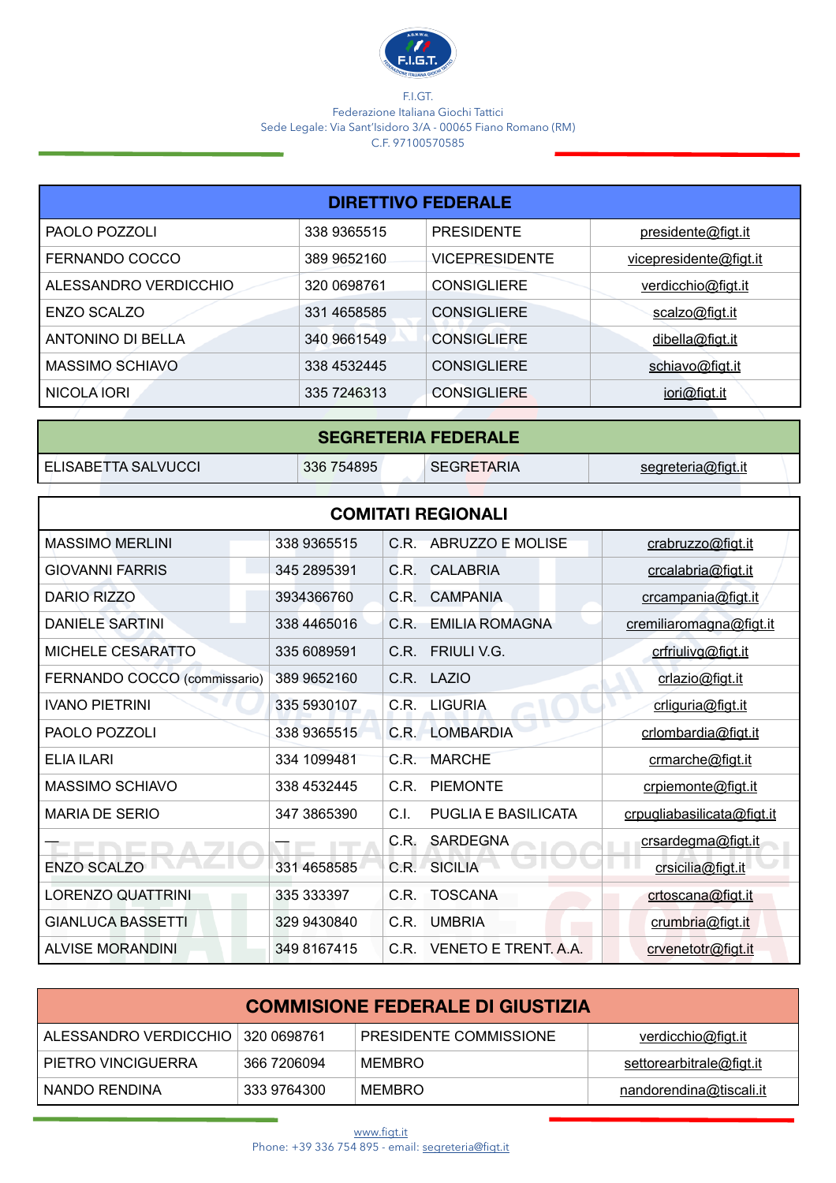F.I.GT.
Federazione Italiana Giochi Tattici
Sede Legale: Via Sant'Isidoro 3/A - 00065 Fiano Romano (RM)
C.F. 97100570585

| DIRETTIVO FEDERALE | | | |
|---|---|---|---|
| PAOLO POZZOLI | 338 9365515 | PRESIDENTE | presidente@figt.it |
| FERNANDO COCCO | 389 9652160 | VICEPRESIDENTE | vicepresidente@figt.it |
| ALESSANDRO VERDICCHIO | 320 0698761 | CONSIGLIERE | verdicchio@figt.it |
| ENZO SCALZO | 331 4658585 | CONSIGLIERE | scalzo@figt.it |
| ANTONINO DI BELLA | 340 9661549 | CONSIGLIERE | dibella@figt.it |
| MASSIMO SCHIAVO | 338 4532445 | CONSIGLIERE | schiavo@figt.it |
| NICOLA IORI | 335 7246313 | CONSIGLIERE | iori@figt.it |

| SEGRETERIA FEDERALE | | | |
|---|---|---|---|
| ELISABETTA SALVUCCI | 336 754895 | SEGRETARIA | segreteria@figt.it |

| COMITATI REGIONALI | | | | |
|---|---|---|---|---|
| MASSIMO MERLINI | 338 9365515 | C.R. | ABRUZZO E MOLISE | crabruzzo@figt.it |
| GIOVANNI FARRIS | 345 2895391 | C.R. | CALABRIA | crcalabria@figt.it |
| DARIO RIZZO | 3934366760 | C.R. | CAMPANIA | crcampania@figt.it |
| DANIELE SARTINI | 338 4465016 | C.R. | EMILIA ROMAGNA | cremiliaromagna@figt.it |
| MICHELE CESARATTO | 335 6089591 | C.R. | FRIULI V.G. | crfriulivg@figt.it |
| FERNANDO COCCO (commissario) | 389 9652160 | C.R. | LAZIO | crlazio@figt.it |
| IVANO PIETRINI | 335 5930107 | C.R. | LIGURIA | crliguria@figt.it |
| PAOLO POZZOLI | 338 9365515 | C.R. | LOMBARDIA | crlombardia@figt.it |
| ELIA ILARI | 334 1099481 | C.R. | MARCHE | crmarche@figt.it |
| MASSIMO SCHIAVO | 338 4532445 | C.R. | PIEMONTE | crpiemonte@figt.it |
| MARIA DE SERIO | 347 3865390 | C.I. | PUGLIA E BASILICATA | crpugliabasilicata@figt.it |
| — | — | C.R. | SARDEGNA | crsardegma@figt.it |
| ENZO SCALZO | 331 4658585 | C.R. | SICILIA | crsicilia@figt.it |
| LORENZO QUATTRINI | 335 333397 | C.R. | TOSCANA | crtoscana@figt.it |
| GIANLUCA BASSETTI | 329 9430840 | C.R. | UMBRIA | crumbria@figt.it |
| ALVISE MORANDINI | 349 8167415 | C.R. | VENETO E TRENT. A.A. | crvenetotr@figt.it |

| COMMISIONE FEDERALE DI GIUSTIZIA | | | |
|---|---|---|---|
| ALESSANDRO VERDICCHIO | 320 0698761 | PRESIDENTE COMMISSIONE | verdicchio@figt.it |
| PIETRO VINCIGUERRA | 366 7206094 | MEMBRO | settorearbitrale@figt.it |
| NANDO RENDINA | 333 9764300 | MEMBRO | nandorendina@tiscali.it |

www.figt.it
Phone: +39 336 754 895 - email: segreteria@figt.it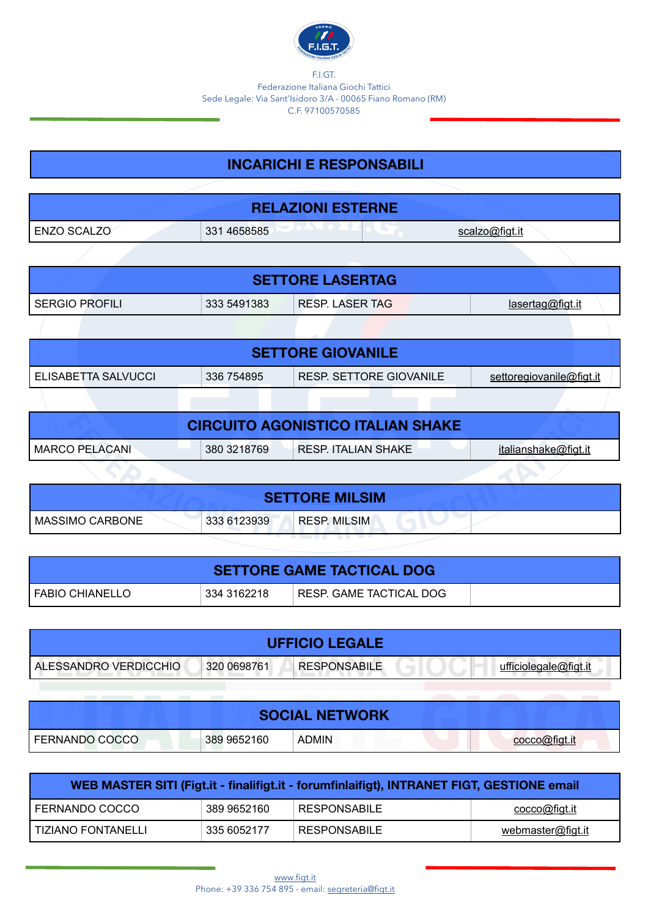F.I.GT.
Federazione Italiana Giochi Tattici
Sede Legale: Via Sant'Isidoro 3/A - 00065 Fiano Romano (RM)
C.F. 97100570585

# INCARICHI E RESPONSABILI

## RELAZIONI ESTERNE

| | | | |
|---|---|---|---|
| ENZO SCALZO | 331 4658585 | | scalzo@figt.it |

## SETTORE LASERTAG

| | | | |
|---|---|---|---|
| SERGIO PROFILI | 333 5491383 | RESP. LASER TAG | lasertag@figt.it |

## SETTORE GIOVANILE

| | | | |
|---|---|---|---|
| ELISABETTA SALVUCCI | 336 754895 | RESP. SETTORE GIOVANILE | settoregiovanile@figt.it |

## CIRCUITO AGONISTICO ITALIAN SHAKE

| | | | |
|---|---|---|---|
| MARCO PELACANI | 380 3218769 | RESP. ITALIAN SHAKE | italianshake@figt.it |

## SETTORE MILSIM

| | | | |
|---|---|---|---|
| MASSIMO CARBONE | 333 6123939 | RESP. MILSIM | |

## SETTORE GAME TACTICAL DOG

| | | | |
|---|---|---|---|
| FABIO CHIANELLO | 334 3162218 | RESP. GAME TACTICAL DOG | |

## UFFICIO LEGALE

| | | | |
|---|---|---|---|
| ALESSANDRO VERDICCHIO | 320 0698761 | RESPONSABILE | ufficiolegale@figt.it |

## SOCIAL NETWORK

| | | | |
|---|---|---|---|
| FERNANDO COCCO | 389 9652160 | ADMIN | cocco@figt.it |

## WEB MASTER SITI (Figt.it - finalifigt.it - forumfinlaifigt), INTRANET FIGT, GESTIONE email

| | | | |
|---|---|---|---|
| FERNANDO COCCO | 389 9652160 | RESPONSABILE | cocco@figt.it |
| TIZIANO FONTANELLI | 335 6052177 | RESPONSABILE | webmaster@figt.it |

www.figt.it
Phone: +39 336 754 895 - email: segreteria@figt.it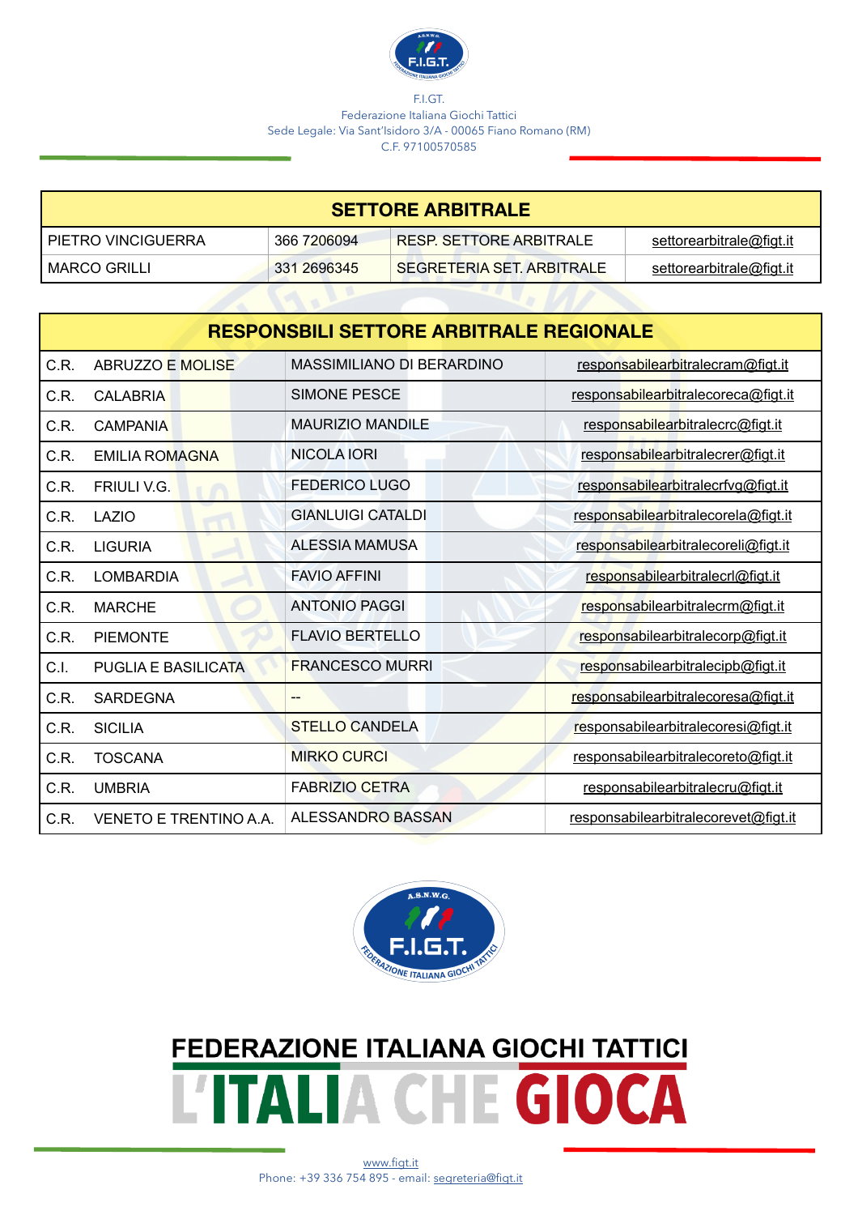F.I.GT.
Federazione Italiana Giochi Tattici
Sede Legale: Via Sant'Isidoro 3/A - 00065 Fiano Romano (RM)
C.F. 97100570585

| SETTORE ARBITRALE | | | |
|---|---|---|---|
| PIETRO VINCIGUERRA | 366 7206094 | RESP. SETTORE ARBITRALE | settorearbitrale@figt.it |
| MARCO GRILLI | 331 2696345 | SEGRETERIA SET. ARBITRALE | settorearbitrale@figt.it |

| RESPONSBILI SETTORE ARBITRALE REGIONALE | | | |
|---|---|---|---|
| C.R. | ABRUZZO E MOLISE | MASSIMILIANO DI BERARDINO | responsabilearbitralecram@figt.it |
| C.R. | CALABRIA | SIMONE PESCE | responsabilearbitralecoreca@figt.it |
| C.R. | CAMPANIA | MAURIZIO MANDILE | responsabilearbitralecrc@figt.it |
| C.R. | EMILIA ROMAGNA | NICOLA IORI | responsabilearbitralecrer@figt.it |
| C.R. | FRIULI V.G. | FEDERICO LUGO | responsabilearbitralecrfvg@figt.it |
| C.R. | LAZIO | GIANLUIGI CATALDI | responsabilearbitralecorela@figt.it |
| C.R. | LIGURIA | ALESSIA MAMUSA | responsabilearbitralecoreli@figt.it |
| C.R. | LOMBARDIA | FAVIO AFFINI | responsabilearbitralecrl@figt.it |
| C.R. | MARCHE | ANTONIO PAGGI | responsabilearbitralecrm@figt.it |
| C.R. | PIEMONTE | FLAVIO BERTELLO | responsabilearbitralecorp@figt.it |
| C.I. | PUGLIA E BASILICATA | FRANCESCO MURRI | responsabilearbitralecipb@figt.it |
| C.R. | SARDEGNA | -- | responsabilearbitralecoresa@figt.it |
| C.R. | SICILIA | STELLO CANDELA | responsabilearbitralecoresi@figt.it |
| C.R. | TOSCANA | MIRKO CURCI | responsabilearbitralecoreto@figt.it |
| C.R. | UMBRIA | FABRIZIO CETRA | responsabilearbitralecru@figt.it |
| C.R. | VENETO E TRENTINO A.A. | ALESSANDRO BASSAN | responsabilearbitralecorevet@figt.it |

FEDERAZIONE ITALIANA GIOCHI TATTICI
L'ITALIA CHE GIOCA

www.figt.it
Phone: +39 336 754 895 - email: segreteria@figt.it